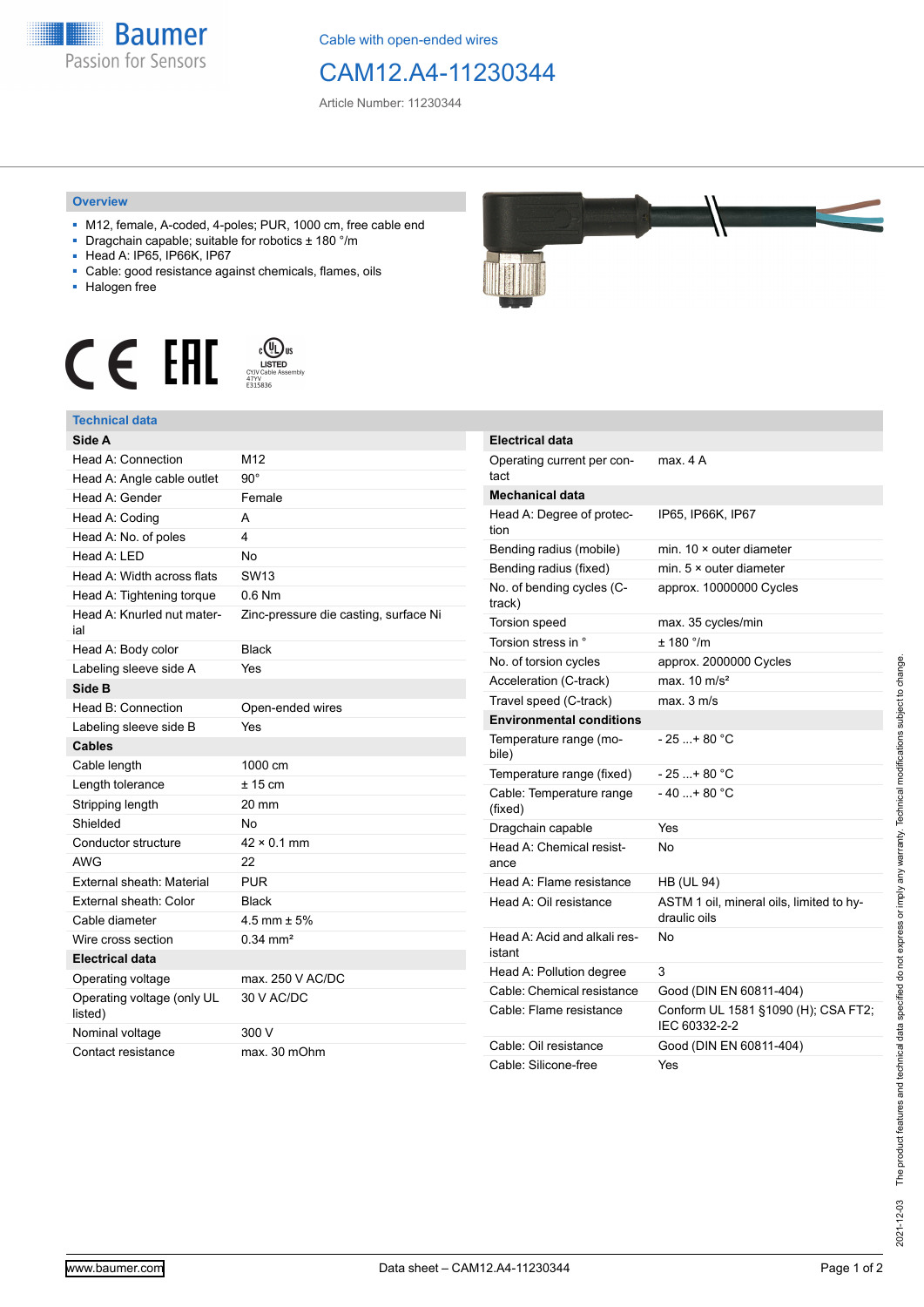Cable with open-ended wires

# CAM12.A4-11230344

Article Number: 11230344

## Overview

- M12, female, A-coded, 4-poles; PUR, 1000 cm, free cable end
- Dragchain capable; suitable for robotics ± 180 °/m
- Head A: IP65, IP66K, IP67
- Cable: good resistance against chemicals, flames, oils
- Halogen free

## Technical data

| Side A | |
|---|---|
| Head A: Connection | M12 |
| Head A: Angle cable outlet | 90° |
| Head A: Gender | Female |
| Head A: Coding | A |
| Head A: No. of poles | 4 |
| Head A: LED | No |
| Head A: Width across flats | SW13 |
| Head A: Tightening torque | 0.6 Nm |
| Head A: Knurled nut material | Zinc-pressure die casting, surface Ni |
| Head A: Body color | Black |
| Labeling sleeve side A | Yes |
| **Side B** | |
| Head B: Connection | Open-ended wires |
| Labeling sleeve side B | Yes |
| **Cables** | |
| Cable length | 1000 cm |
| Length tolerance | ± 15 cm |
| Stripping length | 20 mm |
| Shielded | No |
| Conductor structure | 42 × 0.1 mm |
| AWG | 22 |
| External sheath: Material | PUR |
| External sheath: Color | Black |
| Cable diameter | 4.5 mm ± 5% |
| Wire cross section | 0.34 mm² |
| **Electrical data** | |
| Operating voltage | max. 250 V AC/DC |
| Operating voltage (only UL listed) | 30 V AC/DC |
| Nominal voltage | 300 V |
| Contact resistance | max. 30 mOhm |

| Electrical data | |
|---|---|
| Operating current per contact | max. 4 A |
| **Mechanical data** | |
| Head A: Degree of protection | IP65, IP66K, IP67 |
| Bending radius (mobile) | min. 10 × outer diameter |
| Bending radius (fixed) | min. 5 × outer diameter |
| No. of bending cycles (C-track) | approx. 10000000 Cycles |
| Torsion speed | max. 35 cycles/min |
| Torsion stress in ° | ± 180 °/m |
| No. of torsion cycles | approx. 2000000 Cycles |
| Acceleration (C-track) | max. 10 m/s² |
| Travel speed (C-track) | max. 3 m/s |
| **Environmental conditions** | |
| Temperature range (mobile) | - 25 ...+ 80 °C |
| Temperature range (fixed) | - 25 ...+ 80 °C |
| Cable: Temperature range (fixed) | - 40 ...+ 80 °C |
| Dragchain capable | Yes |
| Head A: Chemical resistance | No |
| Head A: Flame resistance | HB (UL 94) |
| Head A: Oil resistance | ASTM 1 oil, mineral oils, limited to hydraulic oils |
| Head A: Acid and alkali resistant | No |
| Head A: Pollution degree | 3 |
| Cable: Chemical resistance | Good (DIN EN 60811-404) |
| Cable: Flame resistance | Conform UL 1581 §1090 (H); CSA FT2; IEC 60332-2-2 |
| Cable: Oil resistance | Good (DIN EN 60811-404) |
| Cable: Silicone-free | Yes |

2021-12-03 The product features and technical data specified do not express or imply any warranty. Technical modifications subject to change.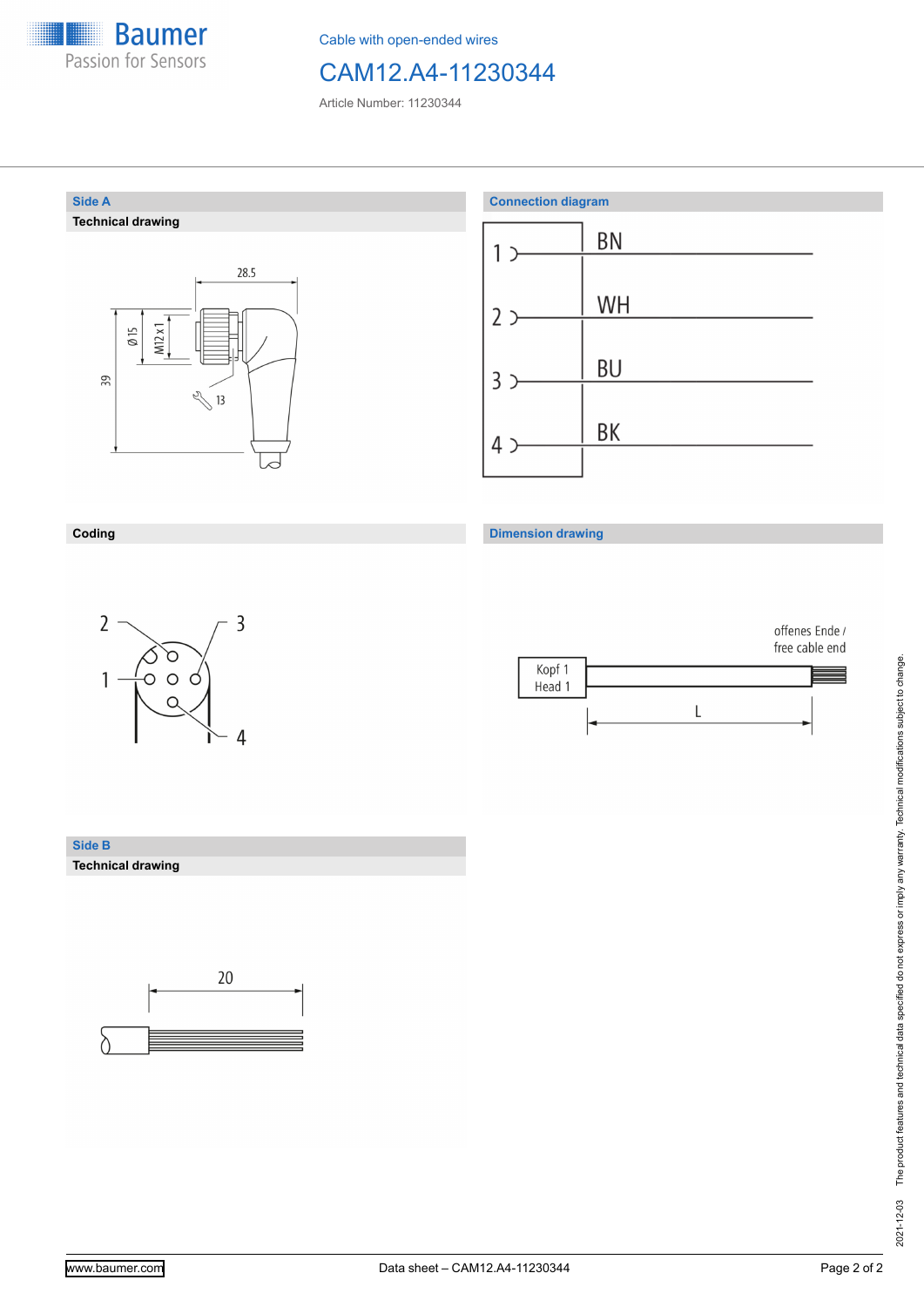Cable with open-ended wires

# CAM12.A4-11230344

Article Number: 11230344

## Side A

### Technical drawing

28.5

Ø 15

M12 x 1

39

13

## Connection diagram

1 BN

2 WH

3 BU

4 BK

## Coding

2

3

1

4

## Dimension drawing

offenes Ende / free cable end

Kopf 1 Head 1

L

## Side B

### Technical drawing

20

The product features and technical data specified do not express or imply any warranty. Technical modifications subject to change.

2021-12-03

www.baumer.com

Data sheet – CAM12.A4-11230344